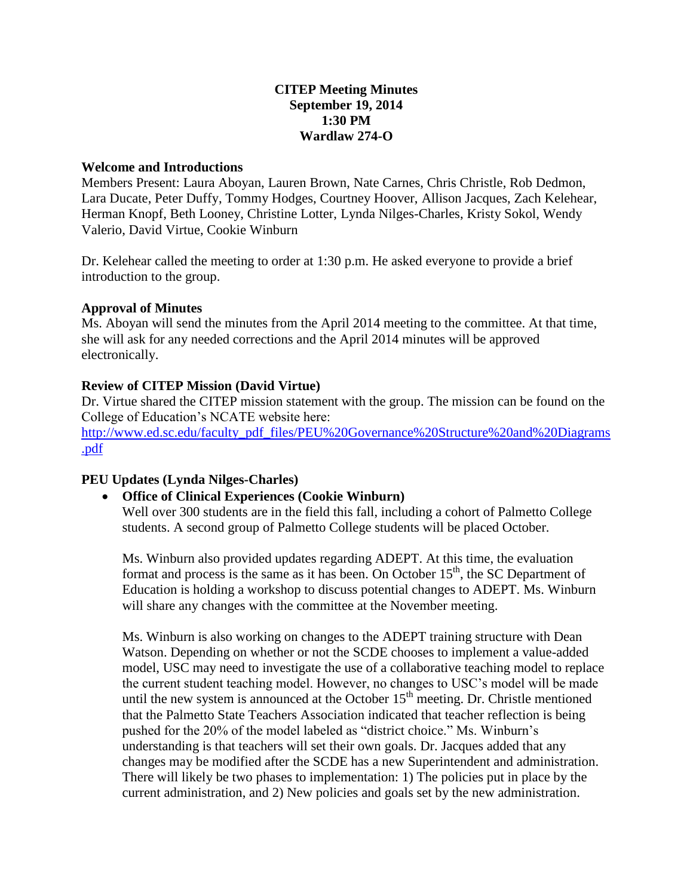**CITEP Meeting Minutes**
**September 19, 2014**
**1:30 PM**
**Wardlaw 274-O**

**Welcome and Introductions**

Members Present: Laura Aboyan, Lauren Brown, Nate Carnes, Chris Christle, Rob Dedmon, Lara Ducate, Peter Duffy, Tommy Hodges, Courtney Hoover, Allison Jacques, Zach Kelehear, Herman Knopf, Beth Looney, Christine Lotter, Lynda Nilges-Charles, Kristy Sokol, Wendy Valerio, David Virtue, Cookie Winburn

Dr. Kelehear called the meeting to order at 1:30 p.m. He asked everyone to provide a brief introduction to the group.

**Approval of Minutes**

Ms. Aboyan will send the minutes from the April 2014 meeting to the committee. At that time, she will ask for any needed corrections and the April 2014 minutes will be approved electronically.

**Review of CITEP Mission (David Virtue)**

Dr. Virtue shared the CITEP mission statement with the group. The mission can be found on the College of Education's NCATE website here:
http://www.ed.sc.edu/faculty_pdf_files/PEU%20Governance%20Structure%20and%20Diagrams.pdf

**PEU Updates (Lynda Nilges-Charles)**

- **Office of Clinical Experiences (Cookie Winburn)**

  Well over 300 students are in the field this fall, including a cohort of Palmetto College students. A second group of Palmetto College students will be placed October.

  Ms. Winburn also provided updates regarding ADEPT. At this time, the evaluation format and process is the same as it has been. On October 15th, the SC Department of Education is holding a workshop to discuss potential changes to ADEPT. Ms. Winburn will share any changes with the committee at the November meeting.

  Ms. Winburn is also working on changes to the ADEPT training structure with Dean Watson. Depending on whether or not the SCDE chooses to implement a value-added model, USC may need to investigate the use of a collaborative teaching model to replace the current student teaching model. However, no changes to USC's model will be made until the new system is announced at the October 15th meeting. Dr. Christle mentioned that the Palmetto State Teachers Association indicated that teacher reflection is being pushed for the 20% of the model labeled as "district choice." Ms. Winburn's understanding is that teachers will set their own goals. Dr. Jacques added that any changes may be modified after the SCDE has a new Superintendent and administration. There will likely be two phases to implementation: 1) The policies put in place by the current administration, and 2) New policies and goals set by the new administration.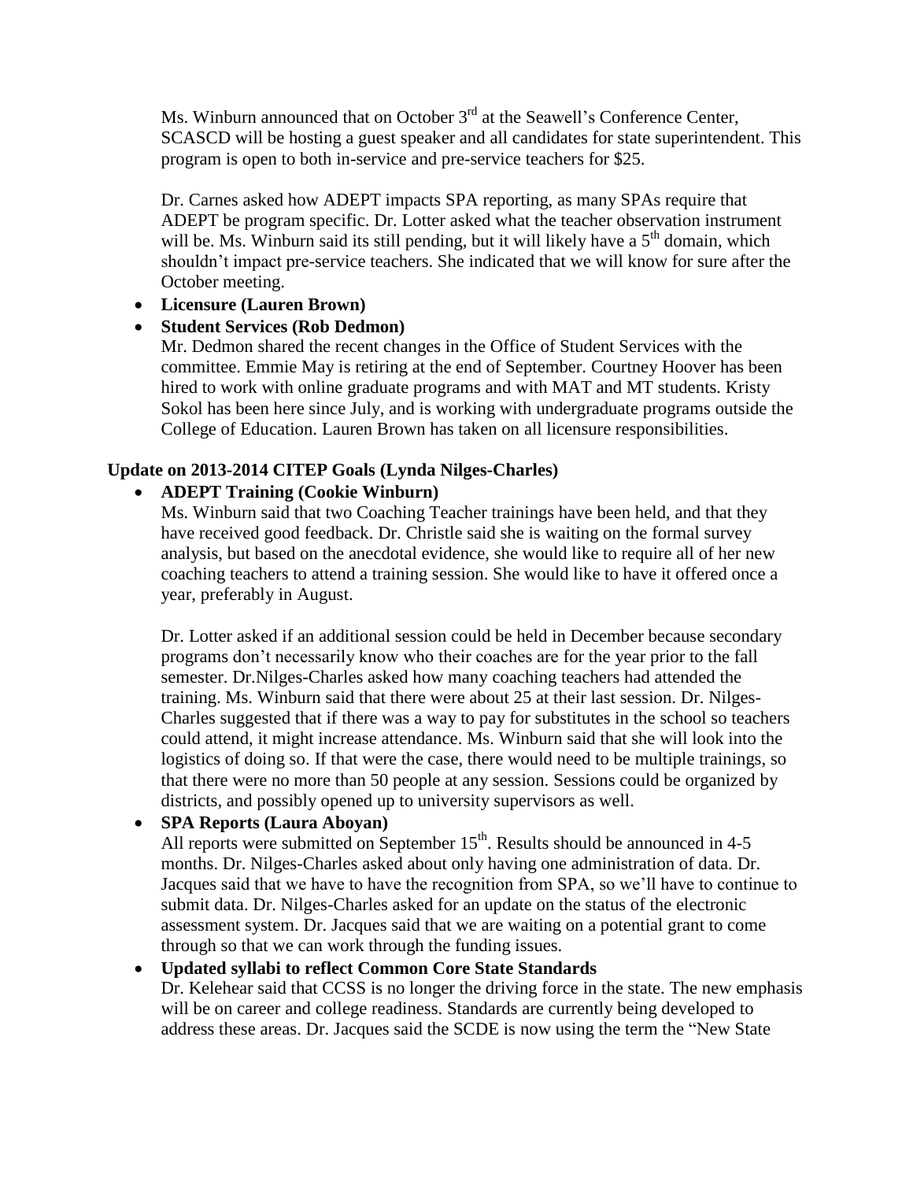Ms. Winburn announced that on October 3rd at the Seawell's Conference Center, SCASCD will be hosting a guest speaker and all candidates for state superintendent. This program is open to both in-service and pre-service teachers for $25.

Dr. Carnes asked how ADEPT impacts SPA reporting, as many SPAs require that ADEPT be program specific. Dr. Lotter asked what the teacher observation instrument will be. Ms. Winburn said its still pending, but it will likely have a 5th domain, which shouldn't impact pre-service teachers. She indicated that we will know for sure after the October meeting.

- **Licensure (Lauren Brown)**
- **Student Services (Rob Dedmon)**
  Mr. Dedmon shared the recent changes in the Office of Student Services with the committee. Emmie May is retiring at the end of September. Courtney Hoover has been hired to work with online graduate programs and with MAT and MT students. Kristy Sokol has been here since July, and is working with undergraduate programs outside the College of Education. Lauren Brown has taken on all licensure responsibilities.

**Update on 2013-2014 CITEP Goals (Lynda Nilges-Charles)**

- **ADEPT Training (Cookie Winburn)**
  Ms. Winburn said that two Coaching Teacher trainings have been held, and that they have received good feedback. Dr. Christle said she is waiting on the formal survey analysis, but based on the anecdotal evidence, she would like to require all of her new coaching teachers to attend a training session. She would like to have it offered once a year, preferably in August.

  Dr. Lotter asked if an additional session could be held in December because secondary programs don't necessarily know who their coaches are for the year prior to the fall semester. Dr.Nilges-Charles asked how many coaching teachers had attended the training. Ms. Winburn said that there were about 25 at their last session. Dr. Nilges-Charles suggested that if there was a way to pay for substitutes in the school so teachers could attend, it might increase attendance. Ms. Winburn said that she will look into the logistics of doing so. If that were the case, there would need to be multiple trainings, so that there were no more than 50 people at any session. Sessions could be organized by districts, and possibly opened up to university supervisors as well.
- **SPA Reports (Laura Aboyan)**
  All reports were submitted on September 15th. Results should be announced in 4-5 months. Dr. Nilges-Charles asked about only having one administration of data. Dr. Jacques said that we have to have the recognition from SPA, so we'll have to continue to submit data. Dr. Nilges-Charles asked for an update on the status of the electronic assessment system. Dr. Jacques said that we are waiting on a potential grant to come through so that we can work through the funding issues.
- **Updated syllabi to reflect Common Core State Standards**
  Dr. Kelehear said that CCSS is no longer the driving force in the state. The new emphasis will be on career and college readiness. Standards are currently being developed to address these areas. Dr. Jacques said the SCDE is now using the term the "New State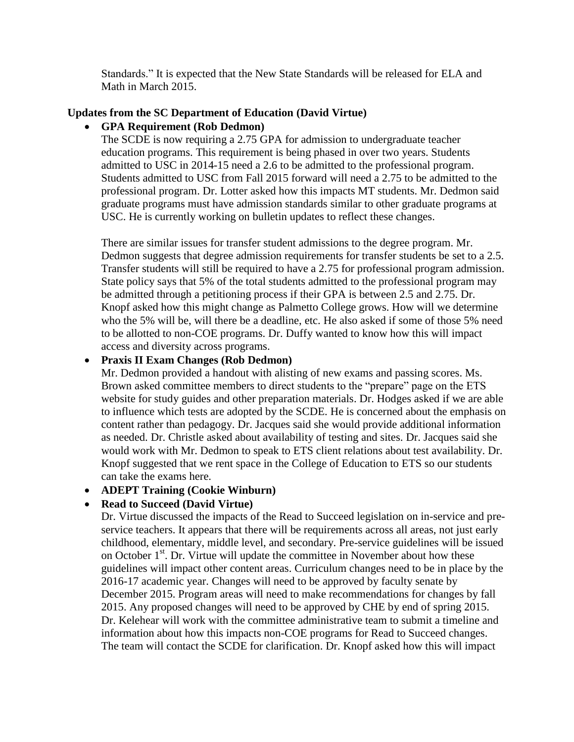Standards." It is expected that the New State Standards will be released for ELA and Math in March 2015.

**Updates from the SC Department of Education (David Virtue)**

- **GPA Requirement (Rob Dedmon)**

  The SCDE is now requiring a 2.75 GPA for admission to undergraduate teacher education programs. This requirement is being phased in over two years. Students admitted to USC in 2014-15 need a 2.6 to be admitted to the professional program. Students admitted to USC from Fall 2015 forward will need a 2.75 to be admitted to the professional program. Dr. Lotter asked how this impacts MT students. Mr. Dedmon said graduate programs must have admission standards similar to other graduate programs at USC. He is currently working on bulletin updates to reflect these changes.

  There are similar issues for transfer student admissions to the degree program. Mr. Dedmon suggests that degree admission requirements for transfer students be set to a 2.5. Transfer students will still be required to have a 2.75 for professional program admission. State policy says that 5% of the total students admitted to the professional program may be admitted through a petitioning process if their GPA is between 2.5 and 2.75. Dr. Knopf asked how this might change as Palmetto College grows. How will we determine who the 5% will be, will there be a deadline, etc. He also asked if some of those 5% need to be allotted to non-COE programs. Dr. Duffy wanted to know how this will impact access and diversity across programs.

- **Praxis II Exam Changes (Rob Dedmon)**

  Mr. Dedmon provided a handout with alisting of new exams and passing scores. Ms. Brown asked committee members to direct students to the "prepare" page on the ETS website for study guides and other preparation materials. Dr. Hodges asked if we are able to influence which tests are adopted by the SCDE. He is concerned about the emphasis on content rather than pedagogy. Dr. Jacques said she would provide additional information as needed. Dr. Christle asked about availability of testing and sites. Dr. Jacques said she would work with Mr. Dedmon to speak to ETS client relations about test availability. Dr. Knopf suggested that we rent space in the College of Education to ETS so our students can take the exams here.

- **ADEPT Training (Cookie Winburn)**

- **Read to Succeed (David Virtue)**

  Dr. Virtue discussed the impacts of the Read to Succeed legislation on in-service and pre-service teachers. It appears that there will be requirements across all areas, not just early childhood, elementary, middle level, and secondary. Pre-service guidelines will be issued on October 1st. Dr. Virtue will update the committee in November about how these guidelines will impact other content areas. Curriculum changes need to be in place by the 2016-17 academic year. Changes will need to be approved by faculty senate by December 2015. Program areas will need to make recommendations for changes by fall 2015. Any proposed changes will need to be approved by CHE by end of spring 2015. Dr. Kelehear will work with the committee administrative team to submit a timeline and information about how this impacts non-COE programs for Read to Succeed changes. The team will contact the SCDE for clarification. Dr. Knopf asked how this will impact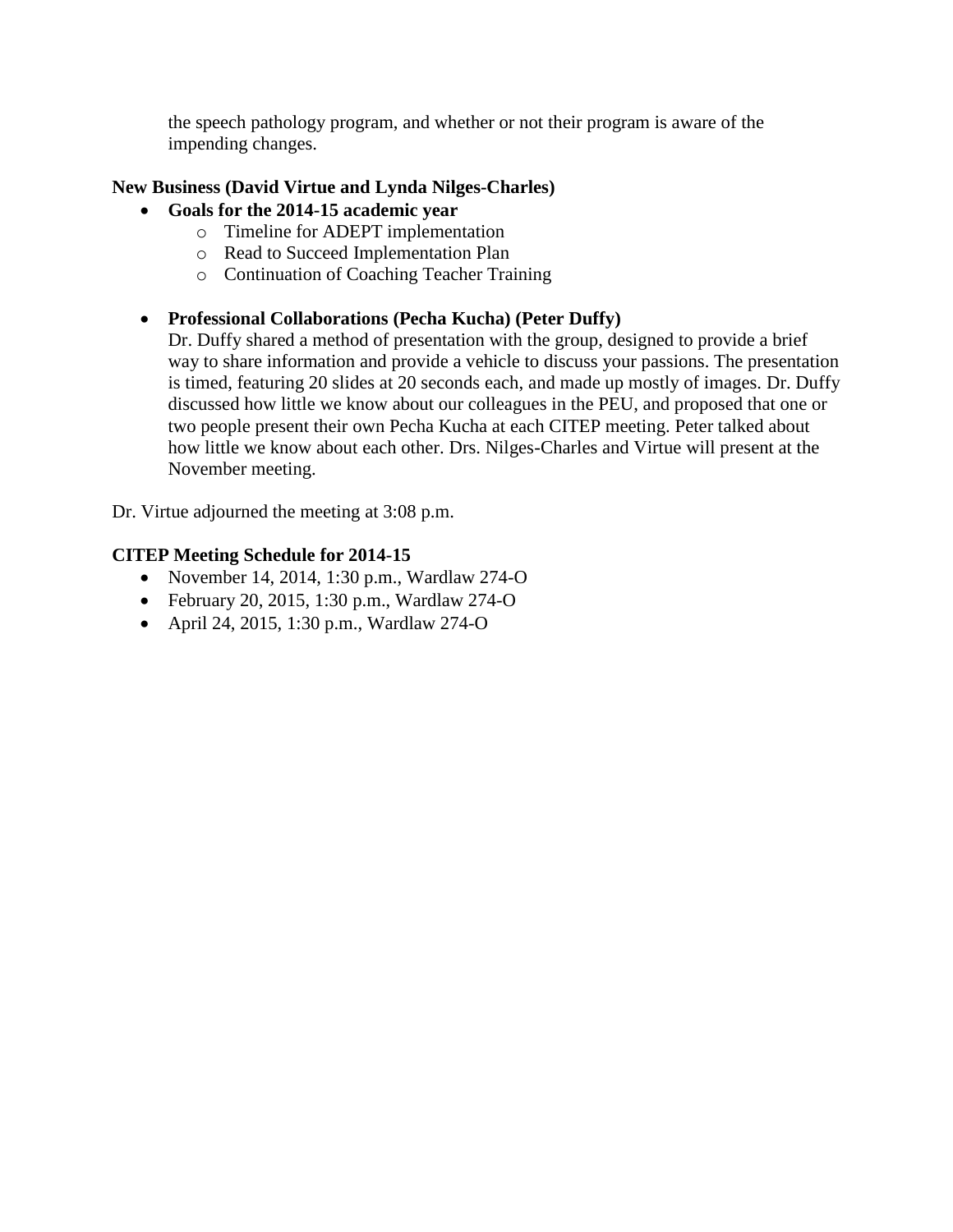the speech pathology program, and whether or not their program is aware of the impending changes.

**New Business (David Virtue and Lynda Nilges-Charles)**

- **Goals for the 2014-15 academic year**
  - Timeline for ADEPT implementation
  - Read to Succeed Implementation Plan
  - Continuation of Coaching Teacher Training

- **Professional Collaborations (Pecha Kucha) (Peter Duffy)**
  Dr. Duffy shared a method of presentation with the group, designed to provide a brief way to share information and provide a vehicle to discuss your passions. The presentation is timed, featuring 20 slides at 20 seconds each, and made up mostly of images. Dr. Duffy discussed how little we know about our colleagues in the PEU, and proposed that one or two people present their own Pecha Kucha at each CITEP meeting. Peter talked about how little we know about each other. Drs. Nilges-Charles and Virtue will present at the November meeting.

Dr. Virtue adjourned the meeting at 3:08 p.m.

**CITEP Meeting Schedule for 2014-15**

- November 14, 2014, 1:30 p.m., Wardlaw 274-O
- February 20, 2015, 1:30 p.m., Wardlaw 274-O
- April 24, 2015, 1:30 p.m., Wardlaw 274-O